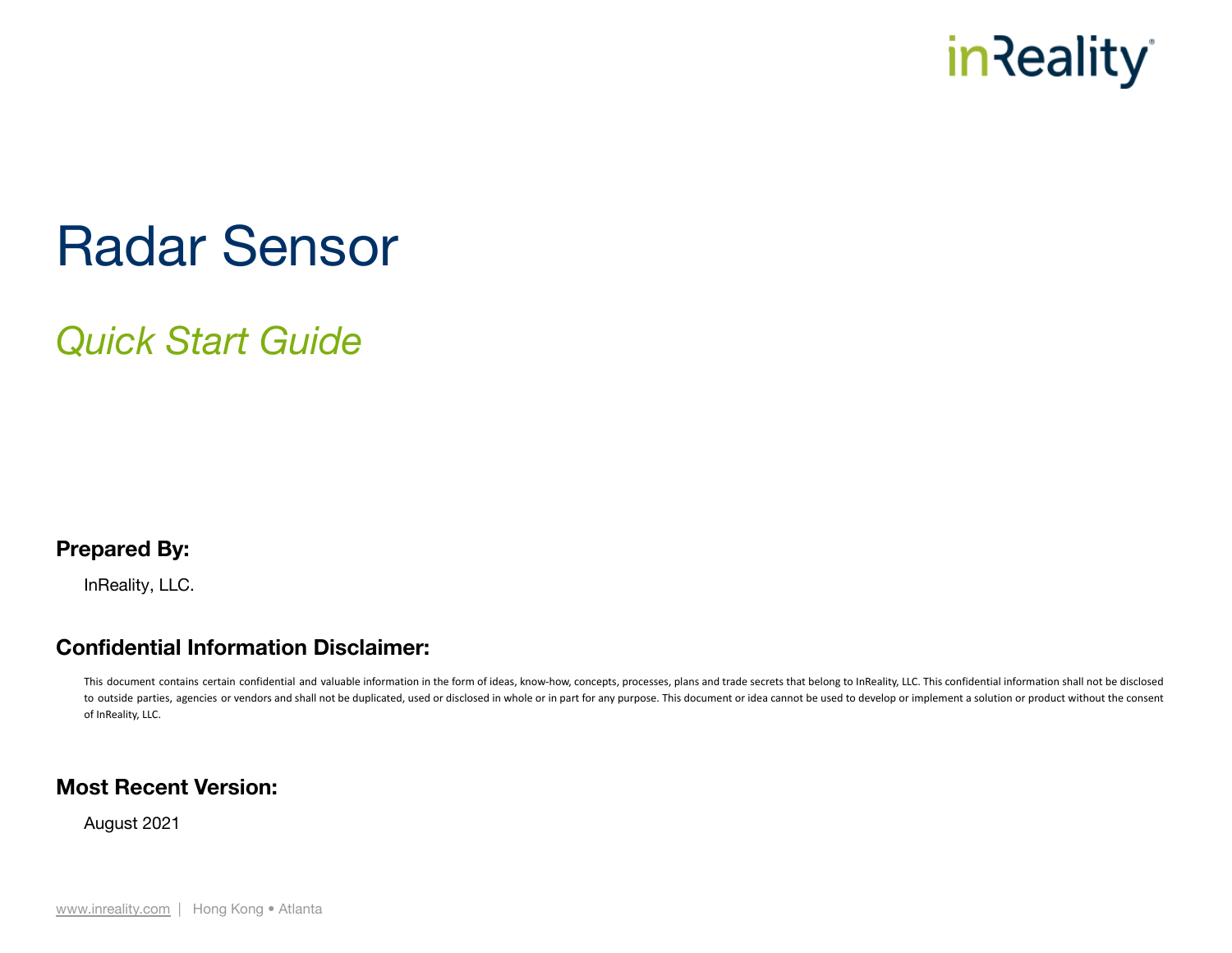inReality

# Radar Sensor

## *Quick Start Guide*

### Prepared By:

InReality, LLC.

### Confidential Information Disclaimer:

This document contains certain confidential and valuable information in the form of ideas, know-how, concepts, processes, plans and trade secrets that belong to InReality, LLC. This confidential information shall not be disclosed to outside parties, agencies or vendors and shall not be duplicated, used or disclosed in whole or in part for any purpose. This document or idea cannot be used to develop or implement a solution or product without the consent of InReality, LLC.

### Most Recent Version:

August 2021

www.inreality.com | Hong Kong • Atlanta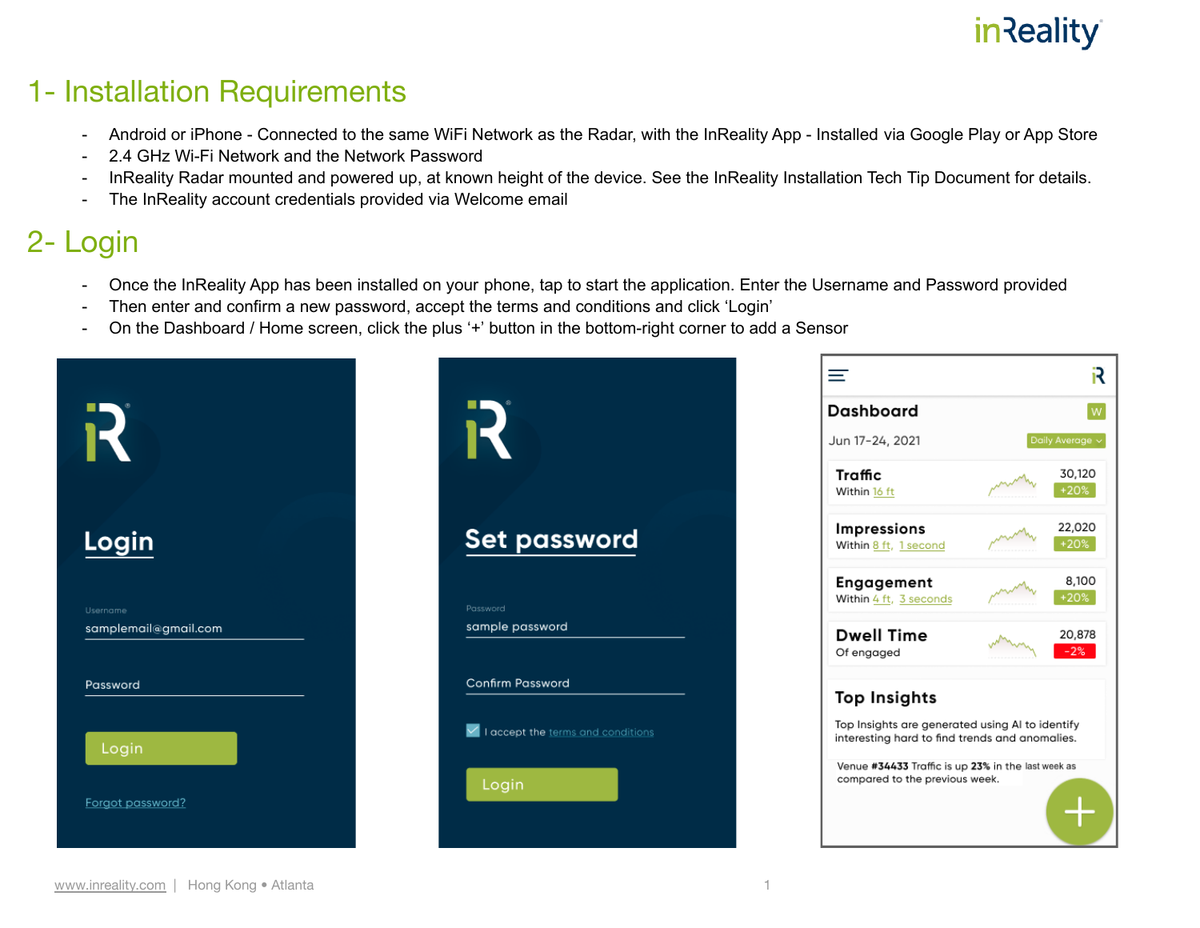## 1- Installation Requirements

- Android or iPhone - Connected to the same WiFi Network as the Radar, with the InReality App - Installed via Google Play or App Store
- 2.4 GHz Wi-Fi Network and the Network Password
- InReality Radar mounted and powered up, at known height of the device. See the InReality Installation Tech Tip Document for details.
- The InReality account credentials provided via Welcome email

## 2- Login

- Once the InReality App has been installed on your phone, tap to start the application. Enter the Username and Password provided
- Then enter and confirm a new password, accept the terms and conditions and click ‘Login’
- On the Dashboard / Home screen, click the plus ‘+’ button in the bottom-right corner to add a Sensor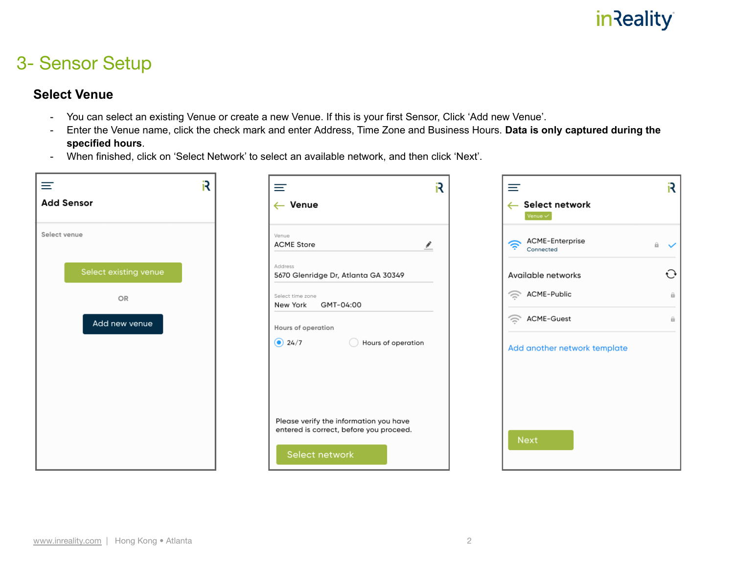# 3- Sensor Setup

## Select Venue

- You can select an existing Venue or create a new Venue. If this is your first Sensor, Click 'Add new Venue'.
- Enter the Venue name, click the check mark and enter Address, Time Zone and Business Hours. **Data is only captured during the specified hours**.
- When finished, click on 'Select Network' to select an available network, and then click 'Next'.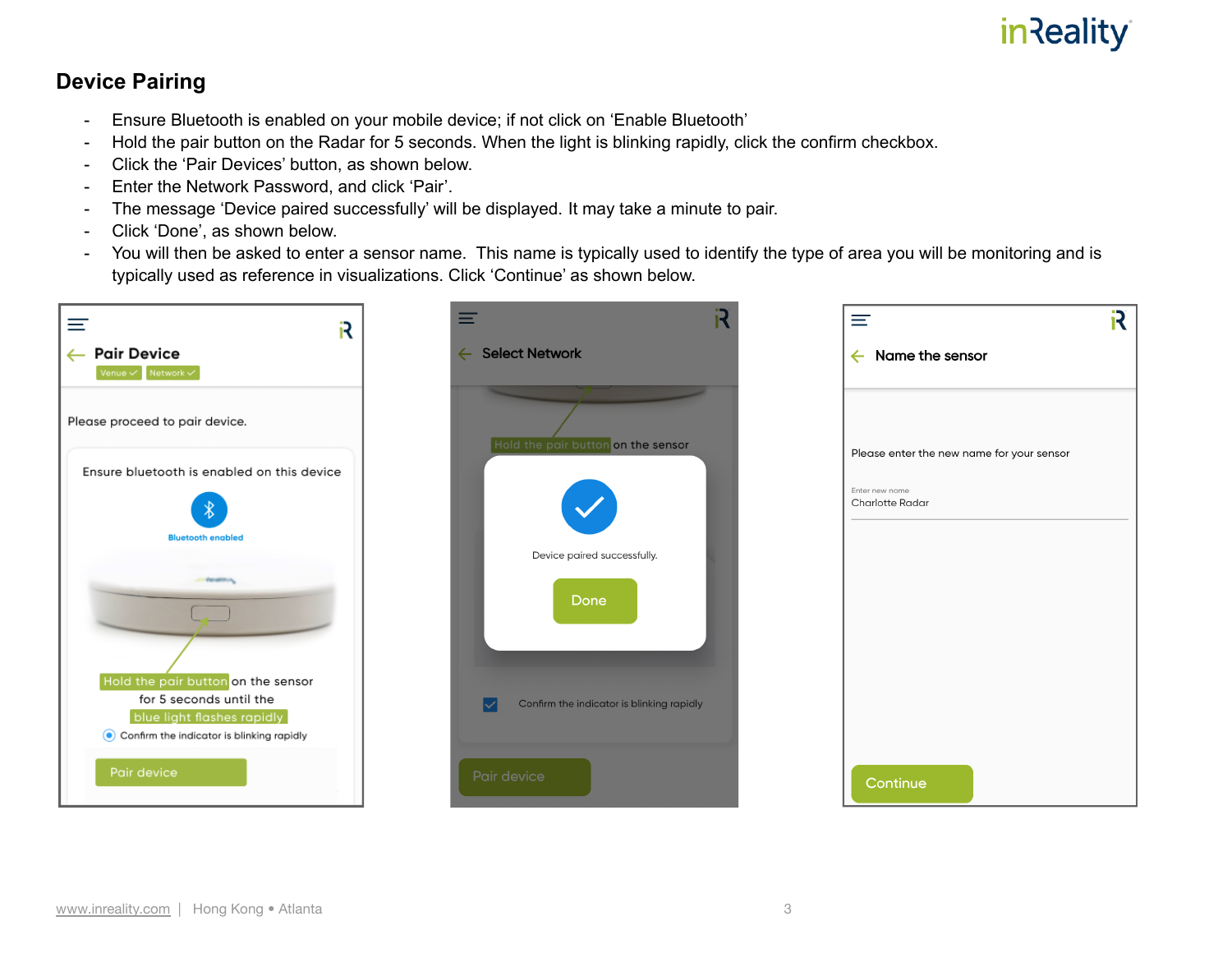## Device Pairing

- Ensure Bluetooth is enabled on your mobile device; if not click on ‘Enable Bluetooth’
- Hold the pair button on the Radar for 5 seconds. When the light is blinking rapidly, click the confirm checkbox.
- Click the ‘Pair Devices’ button, as shown below.
- Enter the Network Password, and click ‘Pair’.
- The message ‘Device paired successfully’ will be displayed. It may take a minute to pair.
- Click ‘Done’, as shown below.
- You will then be asked to enter a sensor name. This name is typically used to identify the type of area you will be monitoring and is typically used as reference in visualizations. Click ‘Continue’ as shown below.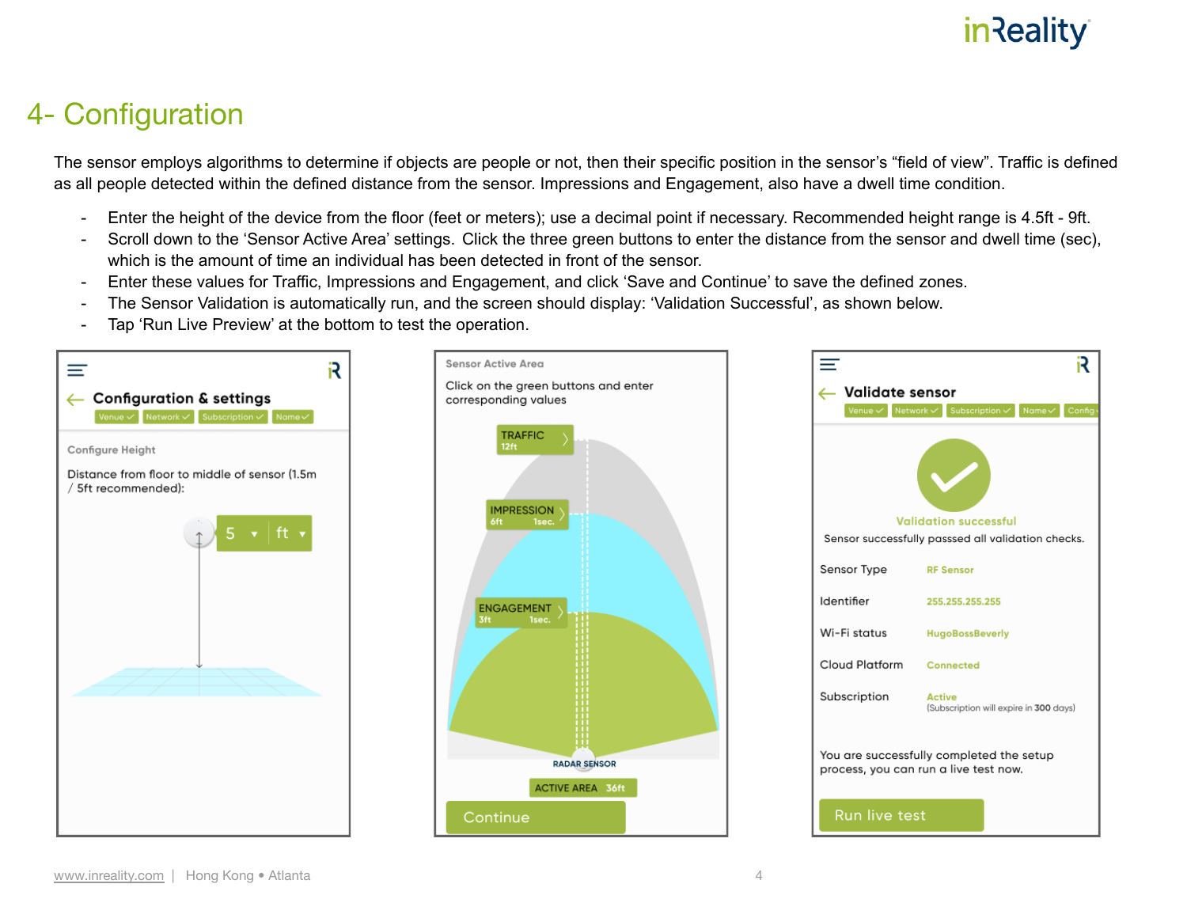# 4- Configuration

The sensor employs algorithms to determine if objects are people or not, then their specific position in the sensor's "field of view". Traffic is defined as all people detected within the defined distance from the sensor. Impressions and Engagement, also have a dwell time condition.

- Enter the height of the device from the floor (feet or meters); use a decimal point if necessary. Recommended height range is 4.5ft - 9ft.
- Scroll down to the 'Sensor Active Area' settings. Click the three green buttons to enter the distance from the sensor and dwell time (sec), which is the amount of time an individual has been detected in front of the sensor.
- Enter these values for Traffic, Impressions and Engagement, and click 'Save and Continue' to save the defined zones.
- The Sensor Validation is automatically run, and the screen should display: 'Validation Successful', as shown below.
- Tap 'Run Live Preview' at the bottom to test the operation.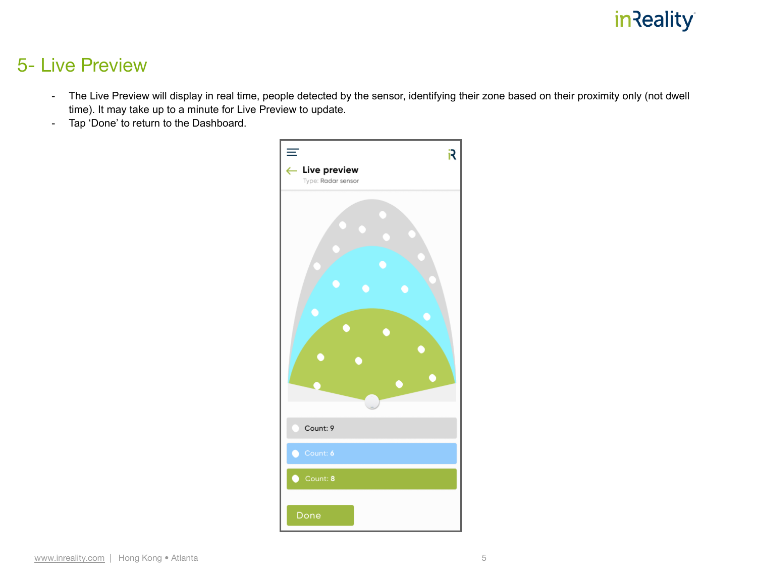# 5- Live Preview

- The Live Preview will display in real time, people detected by the sensor, identifying their zone based on their proximity only (not dwell time). It may take up to a minute for Live Preview to update.
- Tap 'Done' to return to the Dashboard.

Live preview

Type: Radar sensor

Count: 9

Count: 6

Count: 8

Done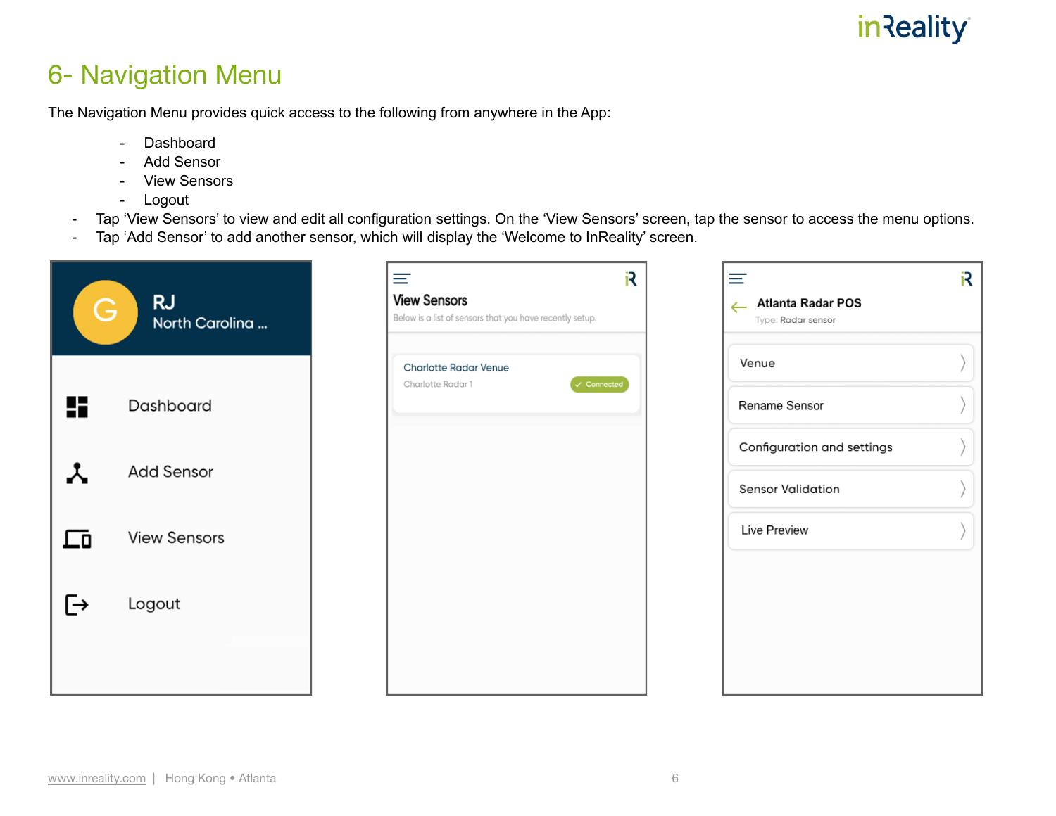# 6- Navigation Menu

The Navigation Menu provides quick access to the following from anywhere in the App:

- Dashboard
- Add Sensor
- View Sensors
- Logout

- Tap 'View Sensors' to view and edit all configuration settings. On the 'View Sensors' screen, tap the sensor to access the menu options.
- Tap 'Add Sensor' to add another sensor, which will display the 'Welcome to InReality' screen.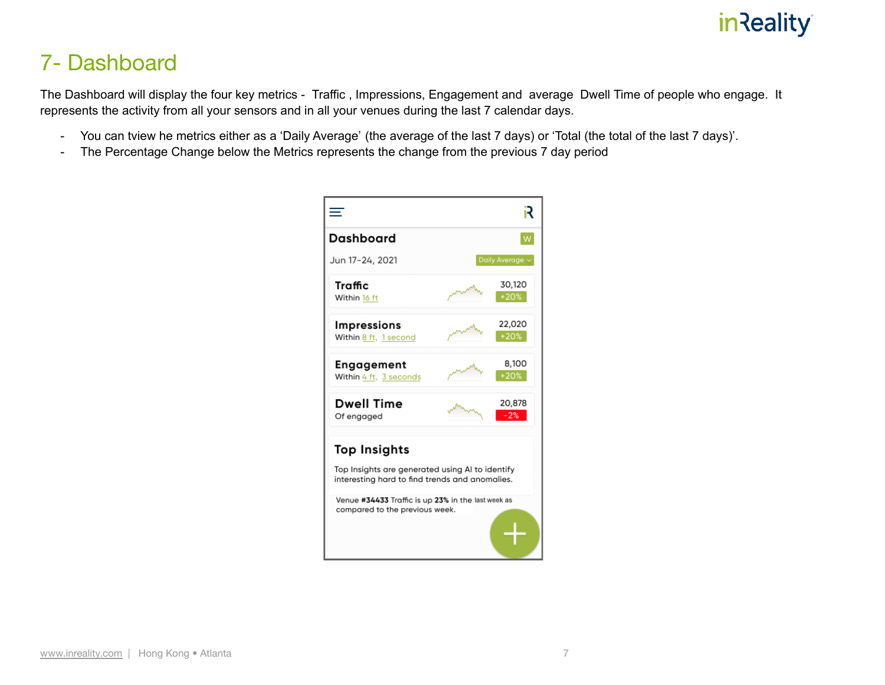# 7- Dashboard

The Dashboard will display the four key metrics - Traffic , Impressions, Engagement and average Dwell Time of people who engage. It represents the activity from all your sensors and in all your venues during the last 7 calendar days.

- You can tview he metrics either as a 'Daily Average' (the average of the last 7 days) or 'Total (the total of the last 7 days)'.
- The Percentage Change below the Metrics represents the change from the previous 7 day period

**Dashboard** W

Jun 17-24, 2021 — Daily Average

| Metric | Value | Change |
|---|---|---|
| **Traffic** Within 16 ft | 30,120 | +20% |
| **Impressions** Within 8 ft, 1 second | 22,020 | +20% |
| **Engagement** Within 4 ft, 3 seconds | 8,100 | +20% |
| **Dwell Time** Of engaged | 20,878 | -2% |

**Top Insights**

Top Insights are generated using AI to identify interesting hard to find trends and anomalies.

Venue **#34433** Traffic is up **23%** in the last week as compared to the previous week.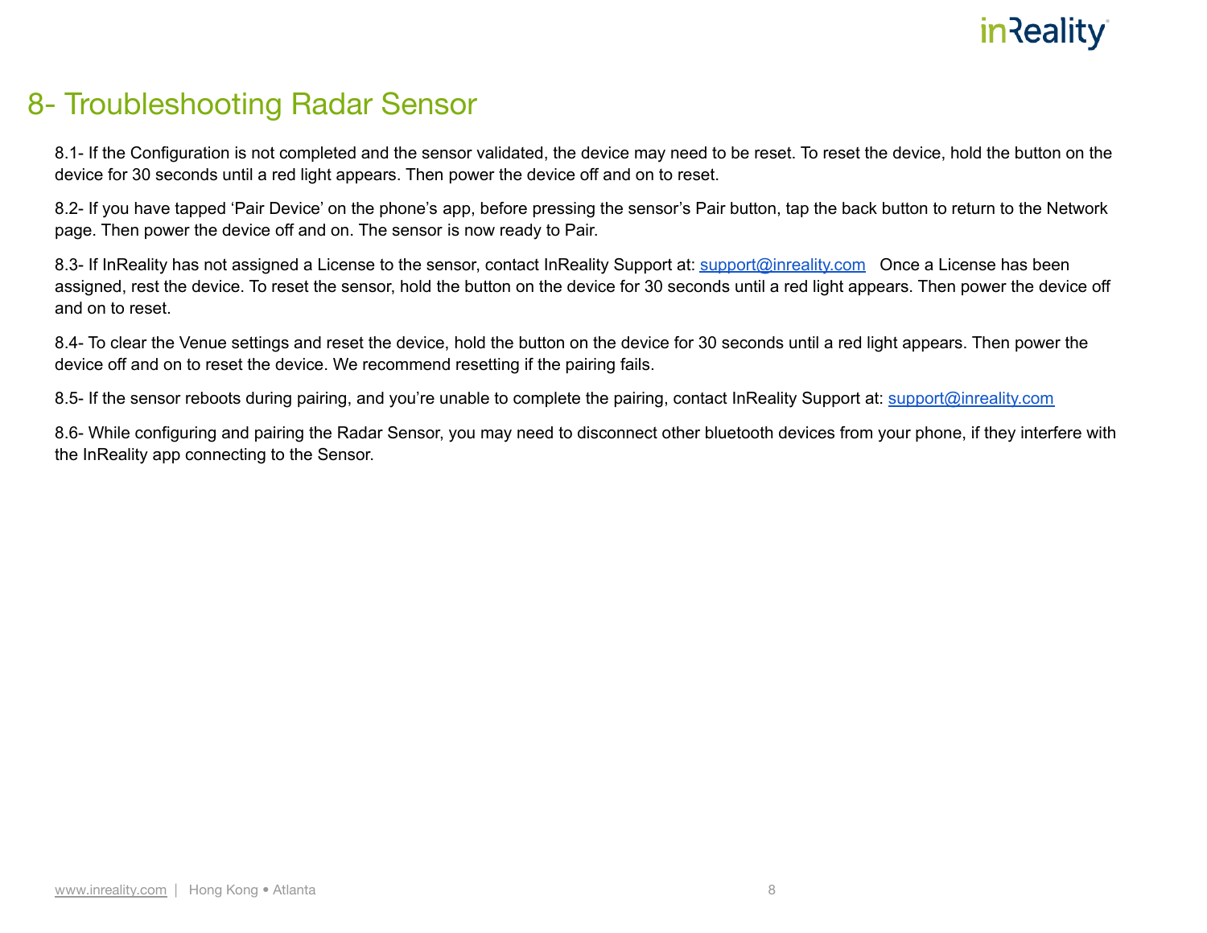# 8- Troubleshooting Radar Sensor

8.1- If the Configuration is not completed and the sensor validated, the device may need to be reset. To reset the device, hold the button on the device for 30 seconds until a red light appears. Then power the device off and on to reset.

8.2- If you have tapped 'Pair Device' on the phone's app, before pressing the sensor's Pair button, tap the back button to return to the Network page. Then power the device off and on. The sensor is now ready to Pair.

8.3- If InReality has not assigned a License to the sensor, contact InReality Support at: support@inreality.com Once a License has been assigned, rest the device. To reset the sensor, hold the button on the device for 30 seconds until a red light appears. Then power the device off and on to reset.

8.4- To clear the Venue settings and reset the device, hold the button on the device for 30 seconds until a red light appears. Then power the device off and on to reset the device. We recommend resetting if the pairing fails.

8.5- If the sensor reboots during pairing, and you're unable to complete the pairing, contact InReality Support at: support@inreality.com

8.6- While configuring and pairing the Radar Sensor, you may need to disconnect other bluetooth devices from your phone, if they interfere with the InReality app connecting to the Sensor.